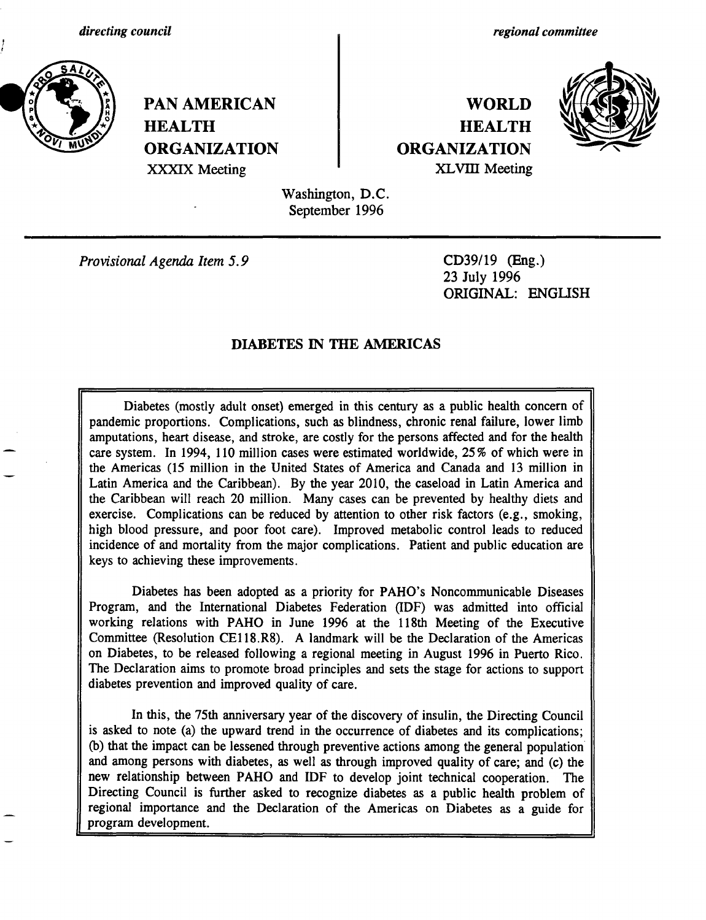*directing council* | *regional committee*

**PAN AMERICAN HEALTH ORGANIZATION**
XXXIX Meeting

**WORLD HEALTH ORGANIZATION**
XLVIII Meeting

Washington, D.C.
September 1996

*Provisional Agenda Item 5.9*

CD39/19 (Eng.)
23 July 1996
ORIGINAL: ENGLISH

# DIABETES IN THE AMERICAS

Diabetes (mostly adult onset) emerged in this century as a public health concern of pandemic proportions. Complications, such as blindness, chronic renal failure, lower limb amputations, heart disease, and stroke, are costly for the persons affected and for the health care system. In 1994, 110 million cases were estimated worldwide, 25% of which were in the Americas (15 million in the United States of America and Canada and 13 million in Latin America and the Caribbean). By the year 2010, the caseload in Latin America and the Caribbean will reach 20 million. Many cases can be prevented by healthy diets and exercise. Complications can be reduced by attention to other risk factors (e.g., smoking, high blood pressure, and poor foot care). Improved metabolic control leads to reduced incidence of and mortality from the major complications. Patient and public education are keys to achieving these improvements.

Diabetes has been adopted as a priority for PAHO's Noncommunicable Diseases Program, and the International Diabetes Federation (IDF) was admitted into official working relations with PAHO in June 1996 at the 118th Meeting of the Executive Committee (Resolution CE118.R8). A landmark will be the Declaration of the Americas on Diabetes, to be released following a regional meeting in August 1996 in Puerto Rico. The Declaration aims to promote broad principles and sets the stage for actions to support diabetes prevention and improved quality of care.

In this, the 75th anniversary year of the discovery of insulin, the Directing Council is asked to note (a) the upward trend in the occurrence of diabetes and its complications; (b) that the impact can be lessened through preventive actions among the general population and among persons with diabetes, as well as through improved quality of care; and (c) the new relationship between PAHO and IDF to develop joint technical cooperation. The Directing Council is further asked to recognize diabetes as a public health problem of regional importance and the Declaration of the Americas on Diabetes as a guide for program development.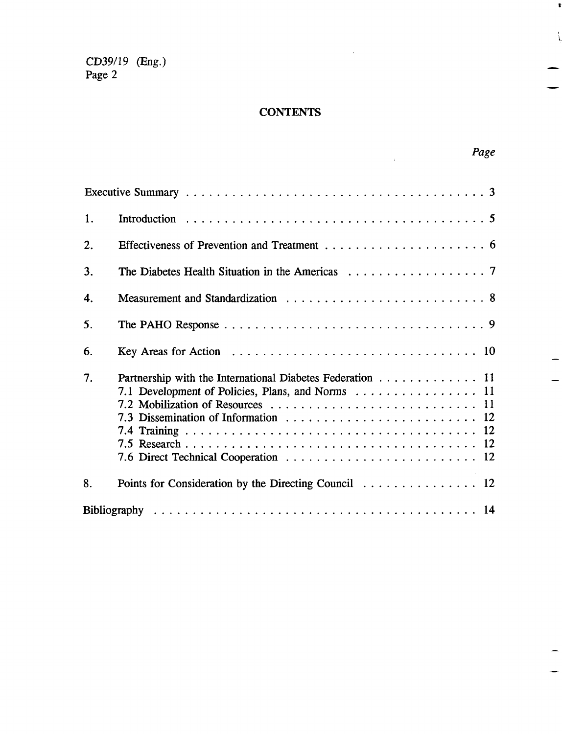## CONTENTS

| | | Page |
|---|---|---|
| Executive Summary | | 3 |
| 1. | Introduction | 5 |
| 2. | Effectiveness of Prevention and Treatment | 6 |
| 3. | The Diabetes Health Situation in the Americas | 7 |
| 4. | Measurement and Standardization | 8 |
| 5. | The PAHO Response | 9 |
| 6. | Key Areas for Action | 10 |
| 7. | Partnership with the International Diabetes Federation | 11 |
| | 7.1 Development of Policies, Plans, and Norms | 11 |
| | 7.2 Mobilization of Resources | 11 |
| | 7.3 Dissemination of Information | 12 |
| | 7.4 Training | 12 |
| | 7.5 Research | 12 |
| | 7.6 Direct Technical Cooperation | 12 |
| 8. | Points for Consideration by the Directing Council | 12 |
| Bibliography | | 14 |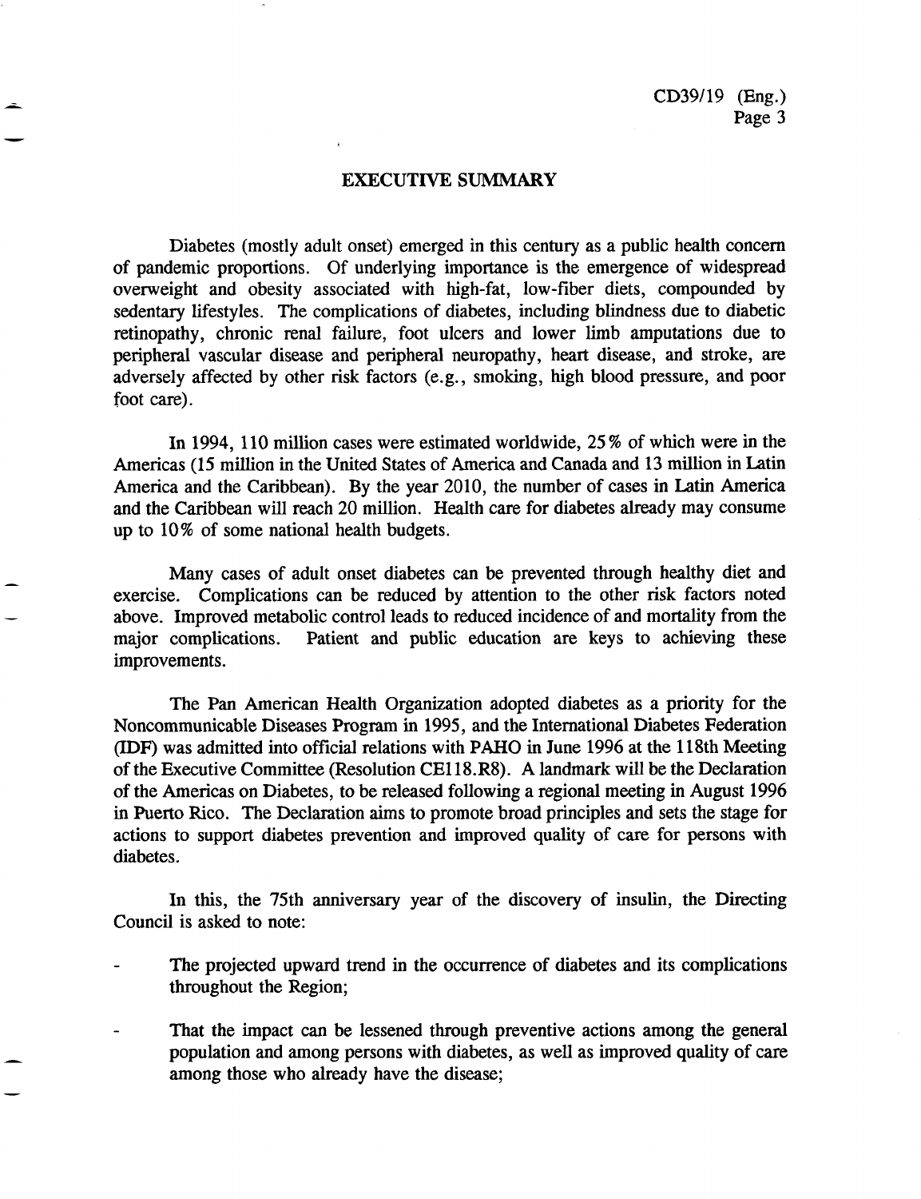## EXECUTIVE SUMMARY

Diabetes (mostly adult onset) emerged in this century as a public health concern of pandemic proportions. Of underlying importance is the emergence of widespread overweight and obesity associated with high-fat, low-fiber diets, compounded by sedentary lifestyles. The complications of diabetes, including blindness due to diabetic retinopathy, chronic renal failure, foot ulcers and lower limb amputations due to peripheral vascular disease and peripheral neuropathy, heart disease, and stroke, are adversely affected by other risk factors (e.g., smoking, high blood pressure, and poor foot care).

In 1994, 110 million cases were estimated worldwide, 25% of which were in the Americas (15 million in the United States of America and Canada and 13 million in Latin America and the Caribbean). By the year 2010, the number of cases in Latin America and the Caribbean will reach 20 million. Health care for diabetes already may consume up to 10% of some national health budgets.

Many cases of adult onset diabetes can be prevented through healthy diet and exercise. Complications can be reduced by attention to the other risk factors noted above. Improved metabolic control leads to reduced incidence of and mortality from the major complications. Patient and public education are keys to achieving these improvements.

The Pan American Health Organization adopted diabetes as a priority for the Noncommunicable Diseases Program in 1995, and the International Diabetes Federation (IDF) was admitted into official relations with PAHO in June 1996 at the 118th Meeting of the Executive Committee (Resolution CE118.R8). A landmark will be the Declaration of the Americas on Diabetes, to be released following a regional meeting in August 1996 in Puerto Rico. The Declaration aims to promote broad principles and sets the stage for actions to support diabetes prevention and improved quality of care for persons with diabetes.

In this, the 75th anniversary year of the discovery of insulin, the Directing Council is asked to note:

- The projected upward trend in the occurrence of diabetes and its complications throughout the Region;
- That the impact can be lessened through preventive actions among the general population and among persons with diabetes, as well as improved quality of care among those who already have the disease;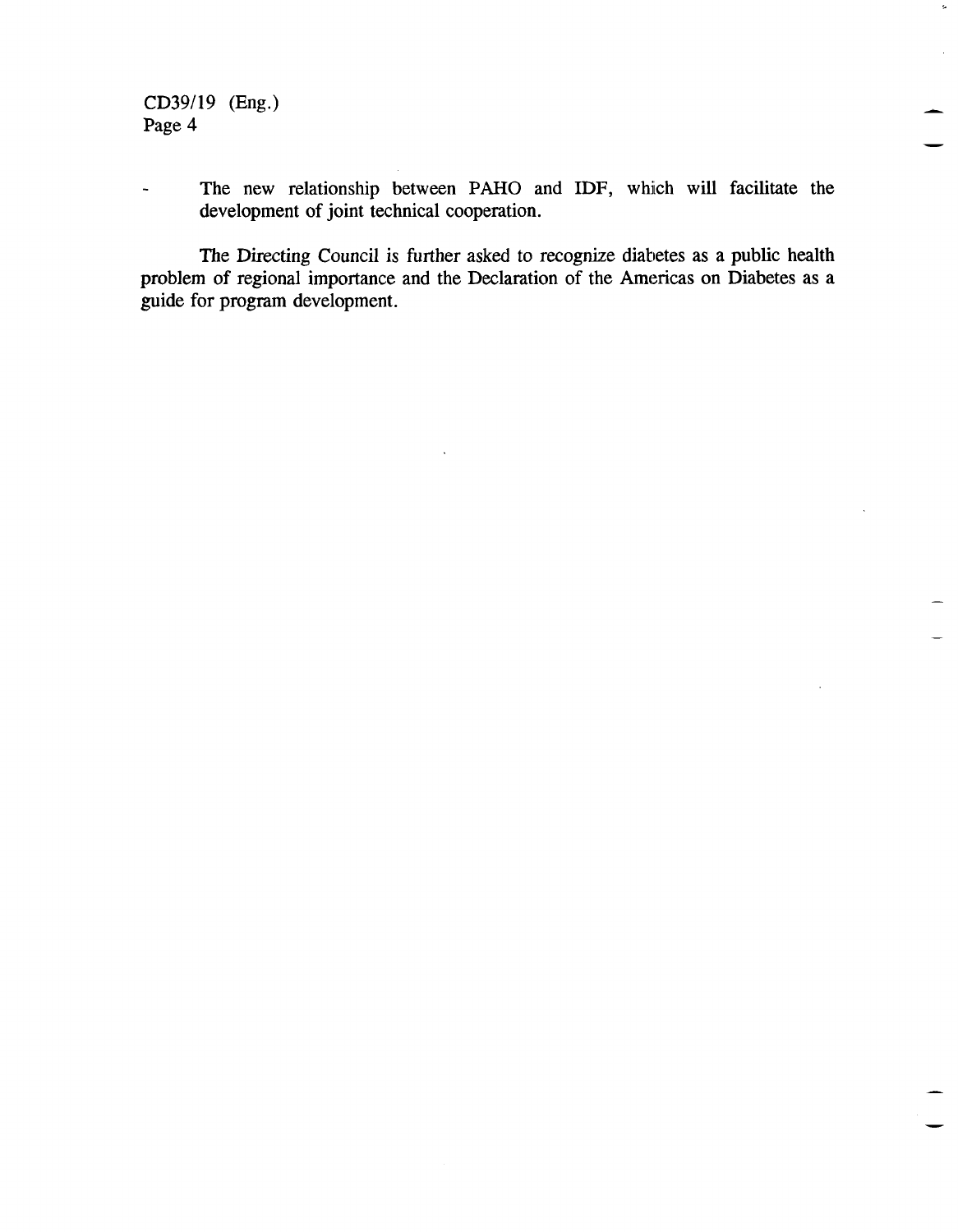- The new relationship between PAHO and IDF, which will facilitate the development of joint technical cooperation.

The Directing Council is further asked to recognize diabetes as a public health problem of regional importance and the Declaration of the Americas on Diabetes as a guide for program development.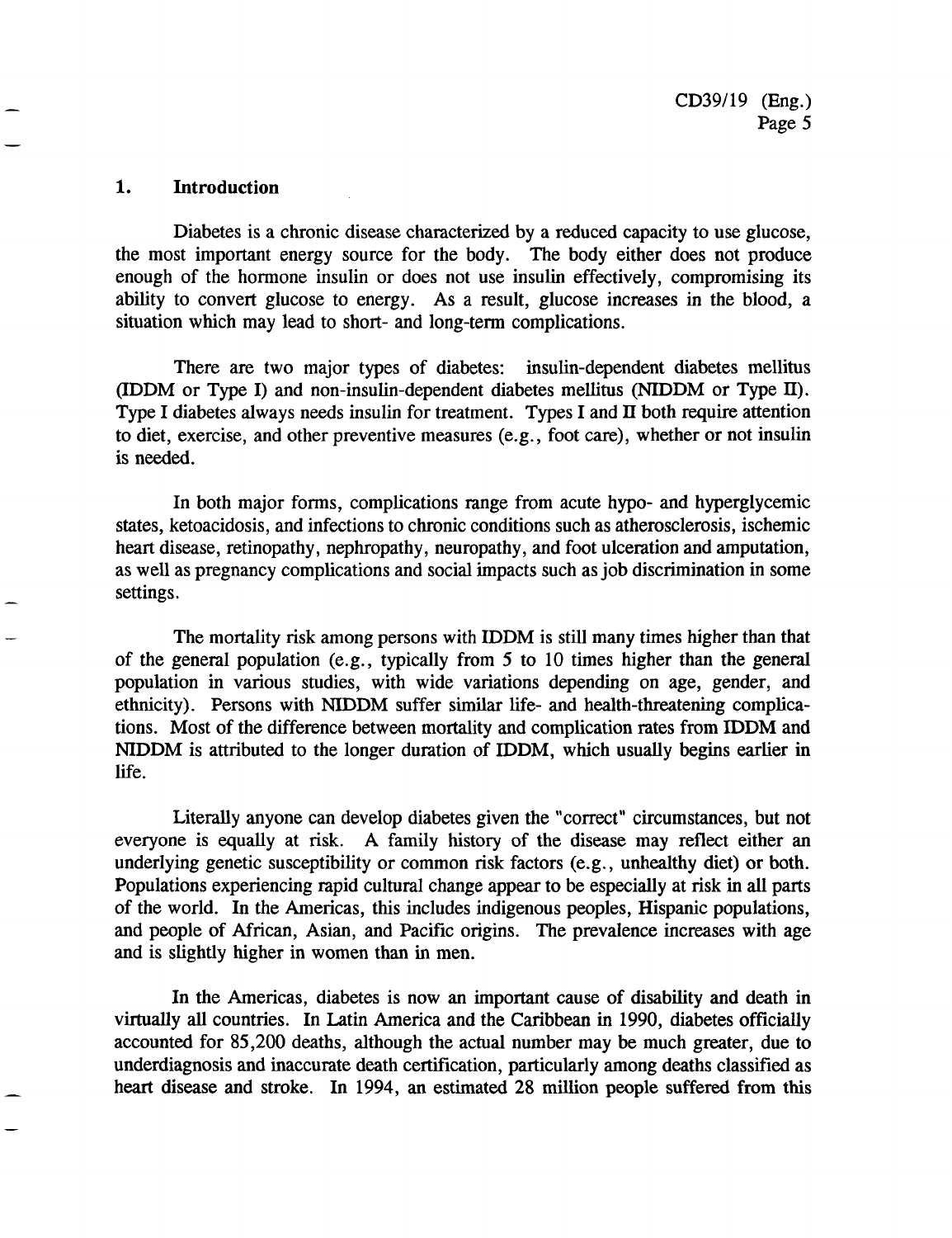## 1. Introduction

Diabetes is a chronic disease characterized by a reduced capacity to use glucose, the most important energy source for the body. The body either does not produce enough of the hormone insulin or does not use insulin effectively, compromising its ability to convert glucose to energy. As a result, glucose increases in the blood, a situation which may lead to short- and long-term complications.

There are two major types of diabetes: insulin-dependent diabetes mellitus (IDDM or Type I) and non-insulin-dependent diabetes mellitus (NIDDM or Type II). Type I diabetes always needs insulin for treatment. Types I and II both require attention to diet, exercise, and other preventive measures (e.g., foot care), whether or not insulin is needed.

In both major forms, complications range from acute hypo- and hyperglycemic states, ketoacidosis, and infections to chronic conditions such as atherosclerosis, ischemic heart disease, retinopathy, nephropathy, neuropathy, and foot ulceration and amputation, as well as pregnancy complications and social impacts such as job discrimination in some settings.

The mortality risk among persons with IDDM is still many times higher than that of the general population (e.g., typically from 5 to 10 times higher than the general population in various studies, with wide variations depending on age, gender, and ethnicity). Persons with NIDDM suffer similar life- and health-threatening complications. Most of the difference between mortality and complication rates from IDDM and NIDDM is attributed to the longer duration of IDDM, which usually begins earlier in life.

Literally anyone can develop diabetes given the "correct" circumstances, but not everyone is equally at risk. A family history of the disease may reflect either an underlying genetic susceptibility or common risk factors (e.g., unhealthy diet) or both. Populations experiencing rapid cultural change appear to be especially at risk in all parts of the world. In the Americas, this includes indigenous peoples, Hispanic populations, and people of African, Asian, and Pacific origins. The prevalence increases with age and is slightly higher in women than in men.

In the Americas, diabetes is now an important cause of disability and death in virtually all countries. In Latin America and the Caribbean in 1990, diabetes officially accounted for 85,200 deaths, although the actual number may be much greater, due to underdiagnosis and inaccurate death certification, particularly among deaths classified as heart disease and stroke. In 1994, an estimated 28 million people suffered from this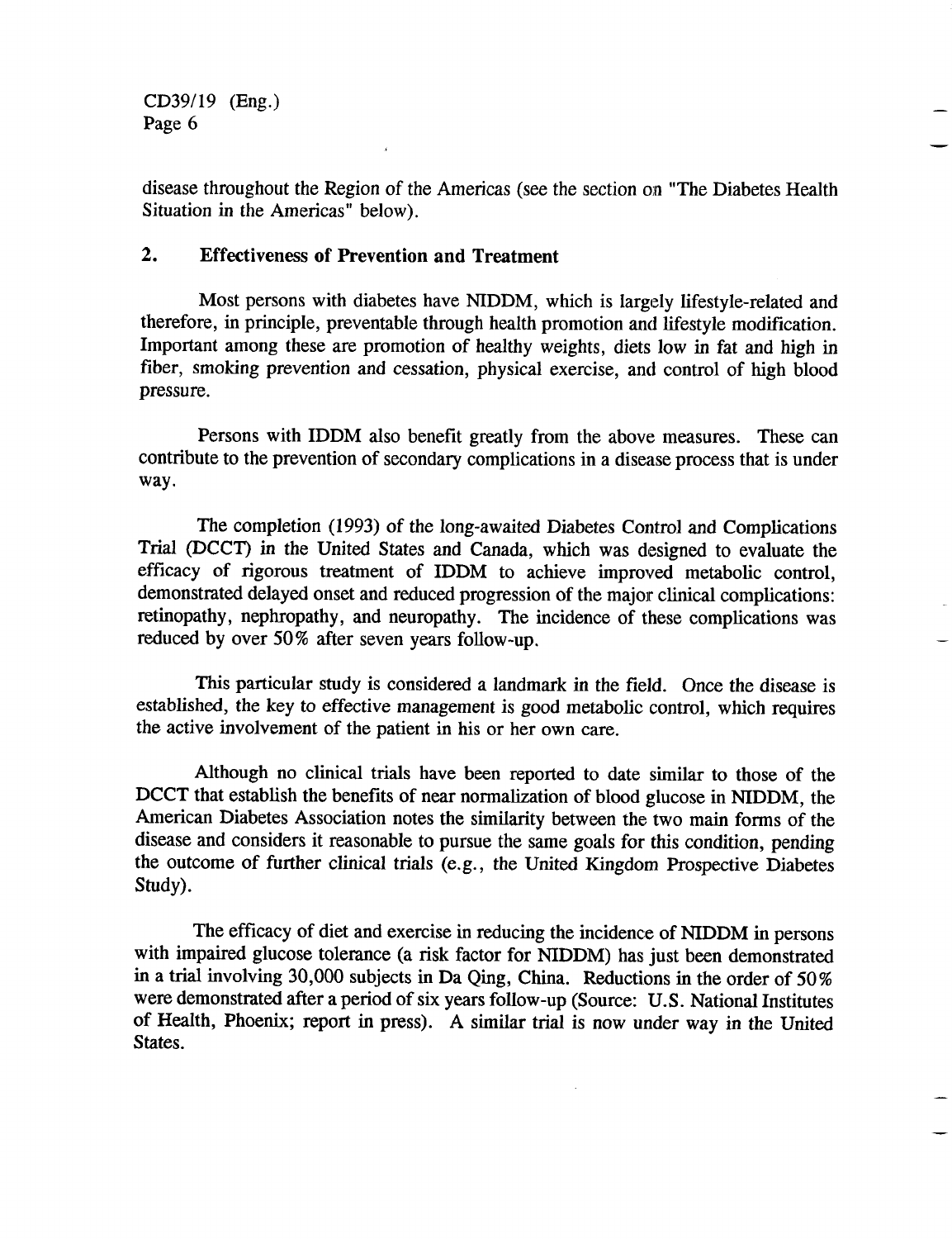disease throughout the Region of the Americas (see the section on "The Diabetes Health Situation in the Americas" below).

## 2. Effectiveness of Prevention and Treatment

Most persons with diabetes have NIDDM, which is largely lifestyle-related and therefore, in principle, preventable through health promotion and lifestyle modification. Important among these are promotion of healthy weights, diets low in fat and high in fiber, smoking prevention and cessation, physical exercise, and control of high blood pressure.

Persons with IDDM also benefit greatly from the above measures. These can contribute to the prevention of secondary complications in a disease process that is under way.

The completion (1993) of the long-awaited Diabetes Control and Complications Trial (DCCT) in the United States and Canada, which was designed to evaluate the efficacy of rigorous treatment of IDDM to achieve improved metabolic control, demonstrated delayed onset and reduced progression of the major clinical complications: retinopathy, nephropathy, and neuropathy. The incidence of these complications was reduced by over 50% after seven years follow-up.

This particular study is considered a landmark in the field. Once the disease is established, the key to effective management is good metabolic control, which requires the active involvement of the patient in his or her own care.

Although no clinical trials have been reported to date similar to those of the DCCT that establish the benefits of near normalization of blood glucose in NIDDM, the American Diabetes Association notes the similarity between the two main forms of the disease and considers it reasonable to pursue the same goals for this condition, pending the outcome of further clinical trials (e.g., the United Kingdom Prospective Diabetes Study).

The efficacy of diet and exercise in reducing the incidence of NIDDM in persons with impaired glucose tolerance (a risk factor for NIDDM) has just been demonstrated in a trial involving 30,000 subjects in Da Qing, China. Reductions in the order of 50% were demonstrated after a period of six years follow-up (Source: U.S. National Institutes of Health, Phoenix; report in press). A similar trial is now under way in the United States.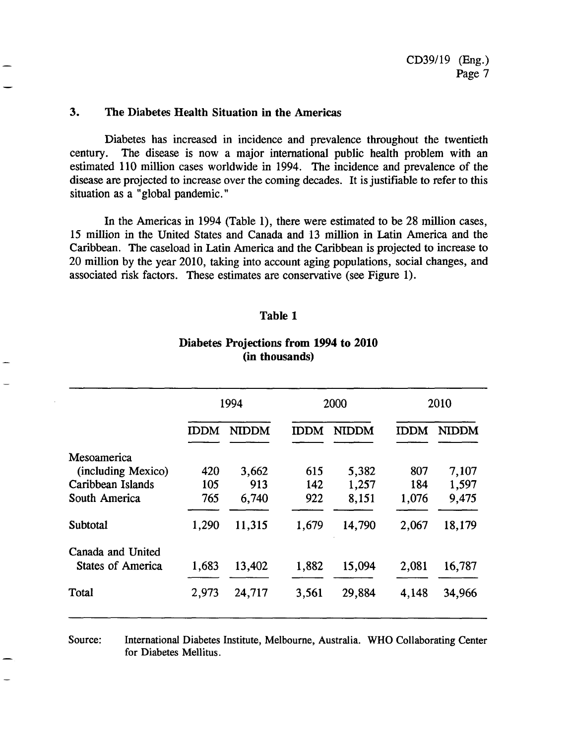## 3. The Diabetes Health Situation in the Americas

Diabetes has increased in incidence and prevalence throughout the twentieth century. The disease is now a major international public health problem with an estimated 110 million cases worldwide in 1994. The incidence and prevalence of the disease are projected to increase over the coming decades. It is justifiable to refer to this situation as a "global pandemic."

In the Americas in 1994 (Table 1), there were estimated to be 28 million cases, 15 million in the United States and Canada and 13 million in Latin America and the Caribbean. The caseload in Latin America and the Caribbean is projected to increase to 20 million by the year 2010, taking into account aging populations, social changes, and associated risk factors. These estimates are conservative (see Figure 1).

**Table 1**

**Diabetes Projections from 1994 to 2010 (in thousands)**

| | 1994 | | 2000 | | 2010 | |
|---|---|---|---|---|---|---|
| | IDDM | NIDDM | IDDM | NIDDM | IDDM | NIDDM |
| Mesoamerica (including Mexico) | 420 | 3,662 | 615 | 5,382 | 807 | 7,107 |
| Caribbean Islands | 105 | 913 | 142 | 1,257 | 184 | 1,597 |
| South America | 765 | 6,740 | 922 | 8,151 | 1,076 | 9,475 |
| Subtotal | 1,290 | 11,315 | 1,679 | 14,790 | 2,067 | 18,179 |
| Canada and United States of America | 1,683 | 13,402 | 1,882 | 15,094 | 2,081 | 16,787 |
| Total | 2,973 | 24,717 | 3,561 | 29,884 | 4,148 | 34,966 |

Source: International Diabetes Institute, Melbourne, Australia. WHO Collaborating Center for Diabetes Mellitus.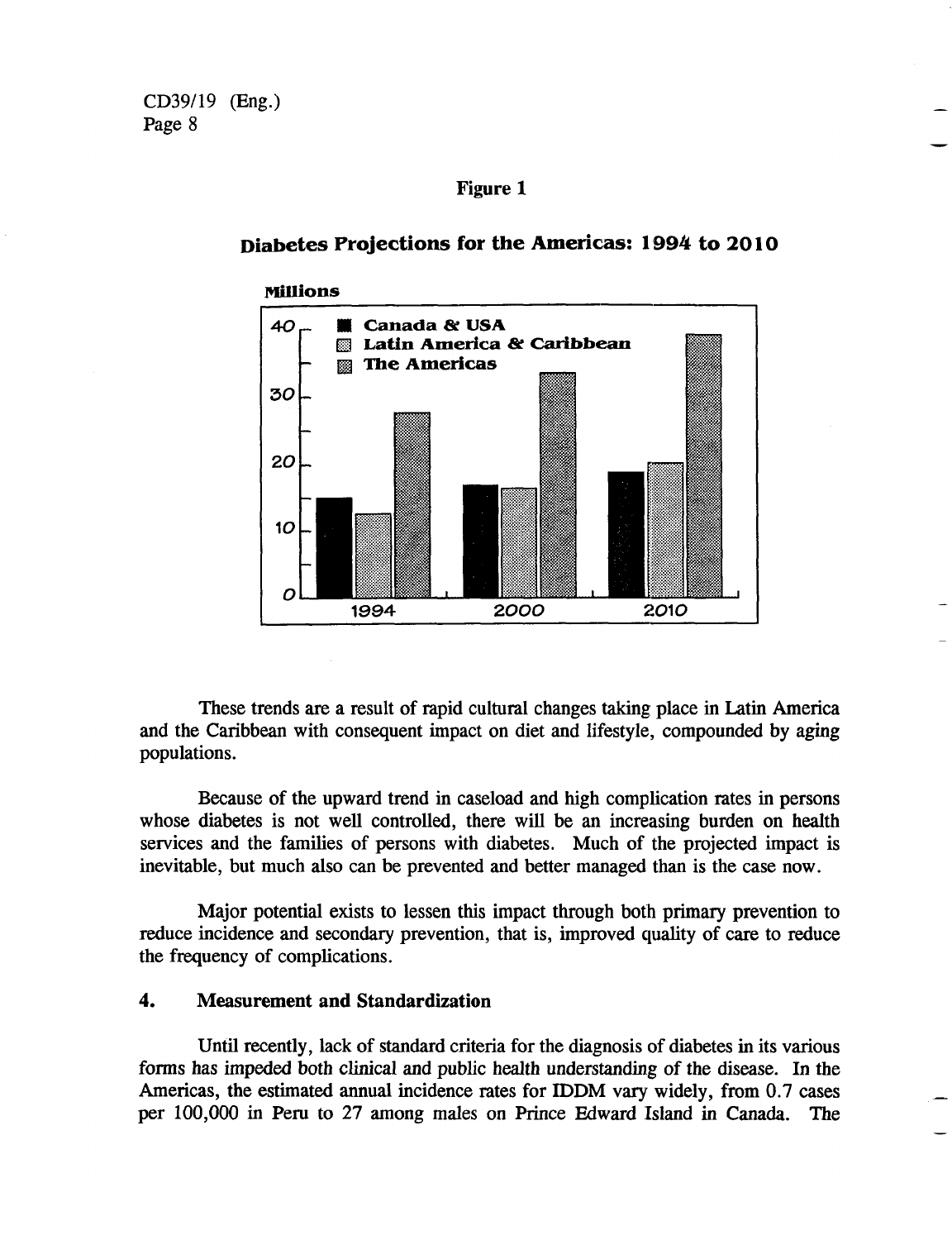**Figure 1**

**Diabetes Projections for the Americas: 1994 to 2010**

These trends are a result of rapid cultural changes taking place in Latin America and the Caribbean with consequent impact on diet and lifestyle, compounded by aging populations.

Because of the upward trend in caseload and high complication rates in persons whose diabetes is not well controlled, there will be an increasing burden on health services and the families of persons with diabetes. Much of the projected impact is inevitable, but much also can be prevented and better managed than is the case now.

Major potential exists to lessen this impact through both primary prevention to reduce incidence and secondary prevention, that is, improved quality of care to reduce the frequency of complications.

## 4. Measurement and Standardization

Until recently, lack of standard criteria for the diagnosis of diabetes in its various forms has impeded both clinical and public health understanding of the disease. In the Americas, the estimated annual incidence rates for IDDM vary widely, from 0.7 cases per 100,000 in Peru to 27 among males on Prince Edward Island in Canada. The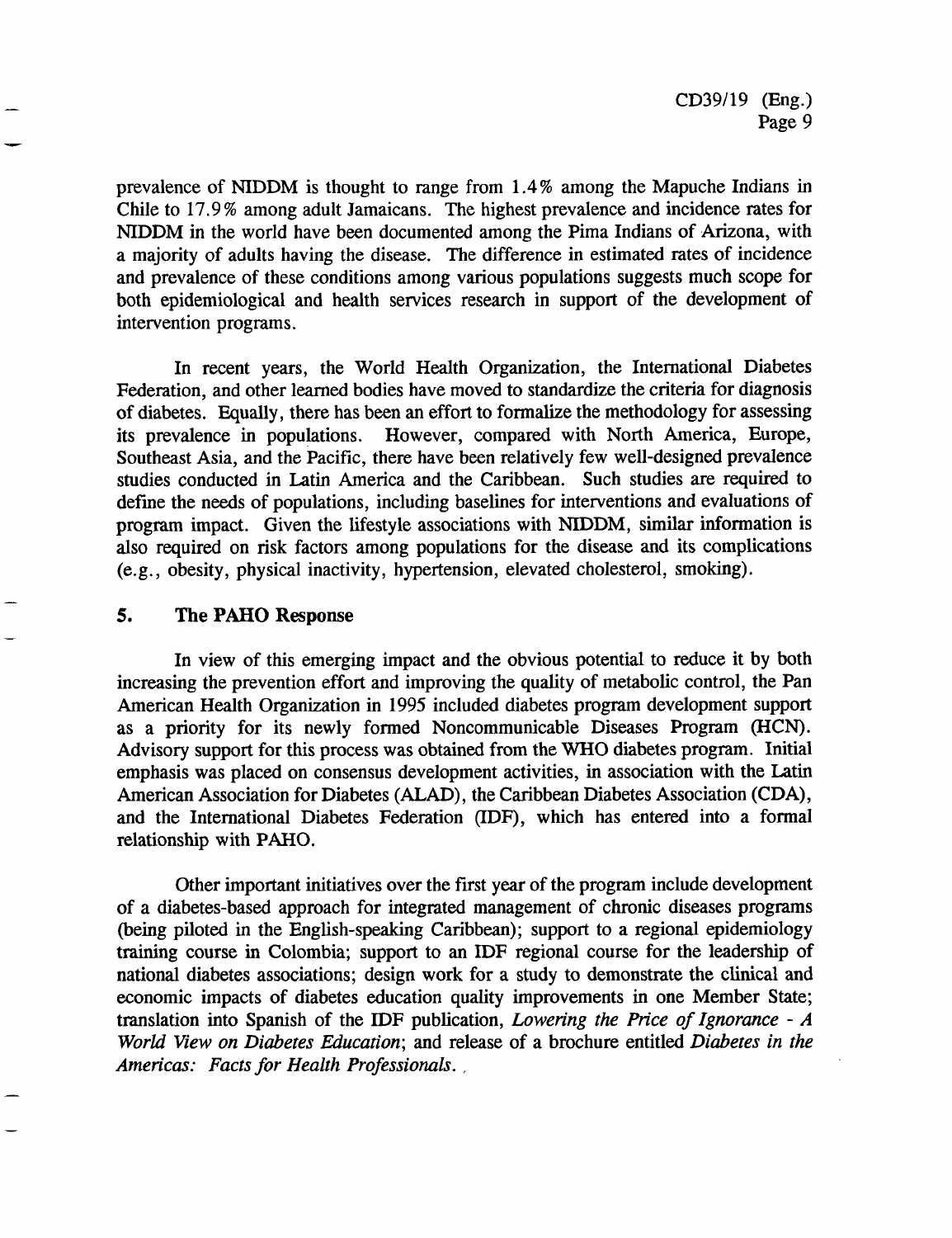prevalence of NIDDM is thought to range from 1.4% among the Mapuche Indians in Chile to 17.9% among adult Jamaicans. The highest prevalence and incidence rates for NIDDM in the world have been documented among the Pima Indians of Arizona, with a majority of adults having the disease. The difference in estimated rates of incidence and prevalence of these conditions among various populations suggests much scope for both epidemiological and health services research in support of the development of intervention programs.

In recent years, the World Health Organization, the International Diabetes Federation, and other learned bodies have moved to standardize the criteria for diagnosis of diabetes. Equally, there has been an effort to formalize the methodology for assessing its prevalence in populations. However, compared with North America, Europe, Southeast Asia, and the Pacific, there have been relatively few well-designed prevalence studies conducted in Latin America and the Caribbean. Such studies are required to define the needs of populations, including baselines for interventions and evaluations of program impact. Given the lifestyle associations with NIDDM, similar information is also required on risk factors among populations for the disease and its complications (e.g., obesity, physical inactivity, hypertension, elevated cholesterol, smoking).

## 5. The PAHO Response

In view of this emerging impact and the obvious potential to reduce it by both increasing the prevention effort and improving the quality of metabolic control, the Pan American Health Organization in 1995 included diabetes program development support as a priority for its newly formed Noncommunicable Diseases Program (HCN). Advisory support for this process was obtained from the WHO diabetes program. Initial emphasis was placed on consensus development activities, in association with the Latin American Association for Diabetes (ALAD), the Caribbean Diabetes Association (CDA), and the International Diabetes Federation (IDF), which has entered into a formal relationship with PAHO.

Other important initiatives over the first year of the program include development of a diabetes-based approach for integrated management of chronic diseases programs (being piloted in the English-speaking Caribbean); support to a regional epidemiology training course in Colombia; support to an IDF regional course for the leadership of national diabetes associations; design work for a study to demonstrate the clinical and economic impacts of diabetes education quality improvements in one Member State; translation into Spanish of the IDF publication, *Lowering the Price of Ignorance - A World View on Diabetes Education*; and release of a brochure entitled *Diabetes in the Americas: Facts for Health Professionals*.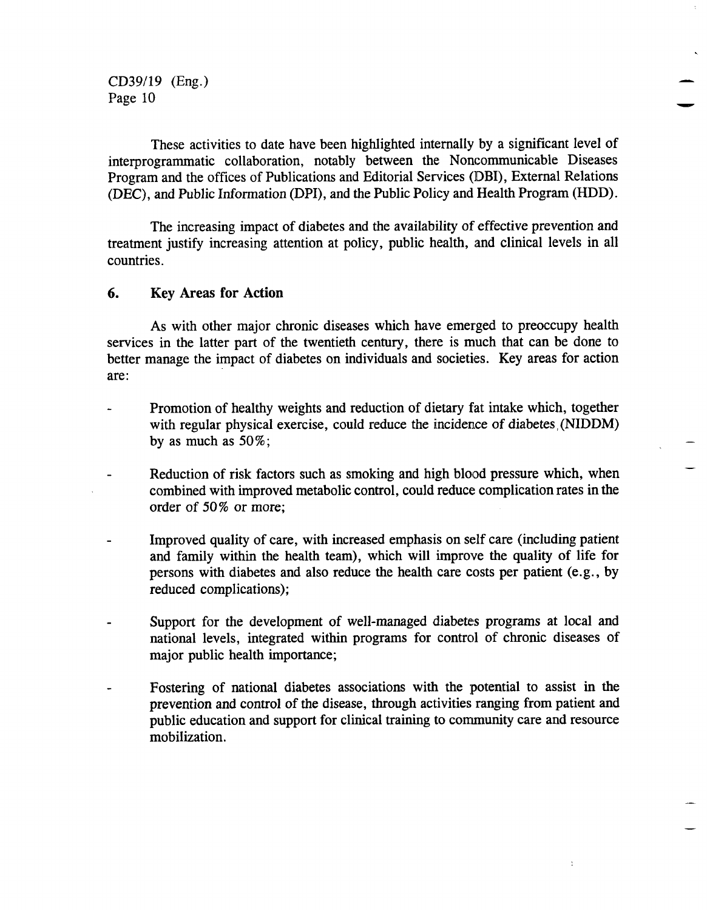These activities to date have been highlighted internally by a significant level of interprogrammatic collaboration, notably between the Noncommunicable Diseases Program and the offices of Publications and Editorial Services (DBI), External Relations (DEC), and Public Information (DPI), and the Public Policy and Health Program (HDD).

The increasing impact of diabetes and the availability of effective prevention and treatment justify increasing attention at policy, public health, and clinical levels in all countries.

## 6. Key Areas for Action

As with other major chronic diseases which have emerged to preoccupy health services in the latter part of the twentieth century, there is much that can be done to better manage the impact of diabetes on individuals and societies. Key areas for action are:

- Promotion of healthy weights and reduction of dietary fat intake which, together with regular physical exercise, could reduce the incidence of diabetes (NIDDM) by as much as 50%;

- Reduction of risk factors such as smoking and high blood pressure which, when combined with improved metabolic control, could reduce complication rates in the order of 50% or more;

- Improved quality of care, with increased emphasis on self care (including patient and family within the health team), which will improve the quality of life for persons with diabetes and also reduce the health care costs per patient (e.g., by reduced complications);

- Support for the development of well-managed diabetes programs at local and national levels, integrated within programs for control of chronic diseases of major public health importance;

- Fostering of national diabetes associations with the potential to assist in the prevention and control of the disease, through activities ranging from patient and public education and support for clinical training to community care and resource mobilization.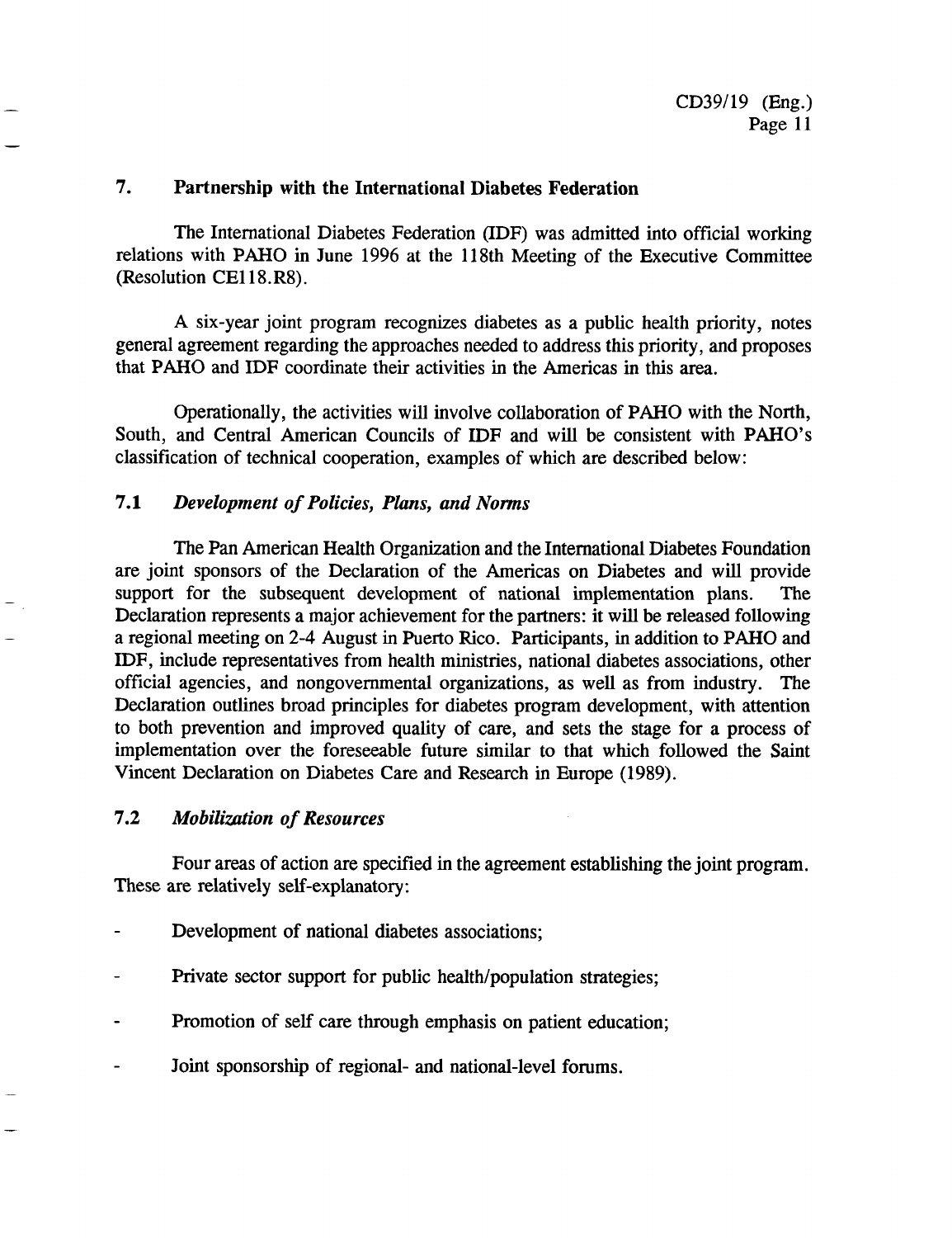## 7. Partnership with the International Diabetes Federation

The International Diabetes Federation (IDF) was admitted into official working relations with PAHO in June 1996 at the 118th Meeting of the Executive Committee (Resolution CE118.R8).

A six-year joint program recognizes diabetes as a public health priority, notes general agreement regarding the approaches needed to address this priority, and proposes that PAHO and IDF coordinate their activities in the Americas in this area.

Operationally, the activities will involve collaboration of PAHO with the North, South, and Central American Councils of IDF and will be consistent with PAHO's classification of technical cooperation, examples of which are described below:

### 7.1 *Development of Policies, Plans, and Norms*

The Pan American Health Organization and the International Diabetes Foundation are joint sponsors of the Declaration of the Americas on Diabetes and will provide support for the subsequent development of national implementation plans. The Declaration represents a major achievement for the partners: it will be released following a regional meeting on 2-4 August in Puerto Rico. Participants, in addition to PAHO and IDF, include representatives from health ministries, national diabetes associations, other official agencies, and nongovernmental organizations, as well as from industry. The Declaration outlines broad principles for diabetes program development, with attention to both prevention and improved quality of care, and sets the stage for a process of implementation over the foreseeable future similar to that which followed the Saint Vincent Declaration on Diabetes Care and Research in Europe (1989).

### 7.2 *Mobilization of Resources*

Four areas of action are specified in the agreement establishing the joint program. These are relatively self-explanatory:

- Development of national diabetes associations;
- Private sector support for public health/population strategies;
- Promotion of self care through emphasis on patient education;
- Joint sponsorship of regional- and national-level forums.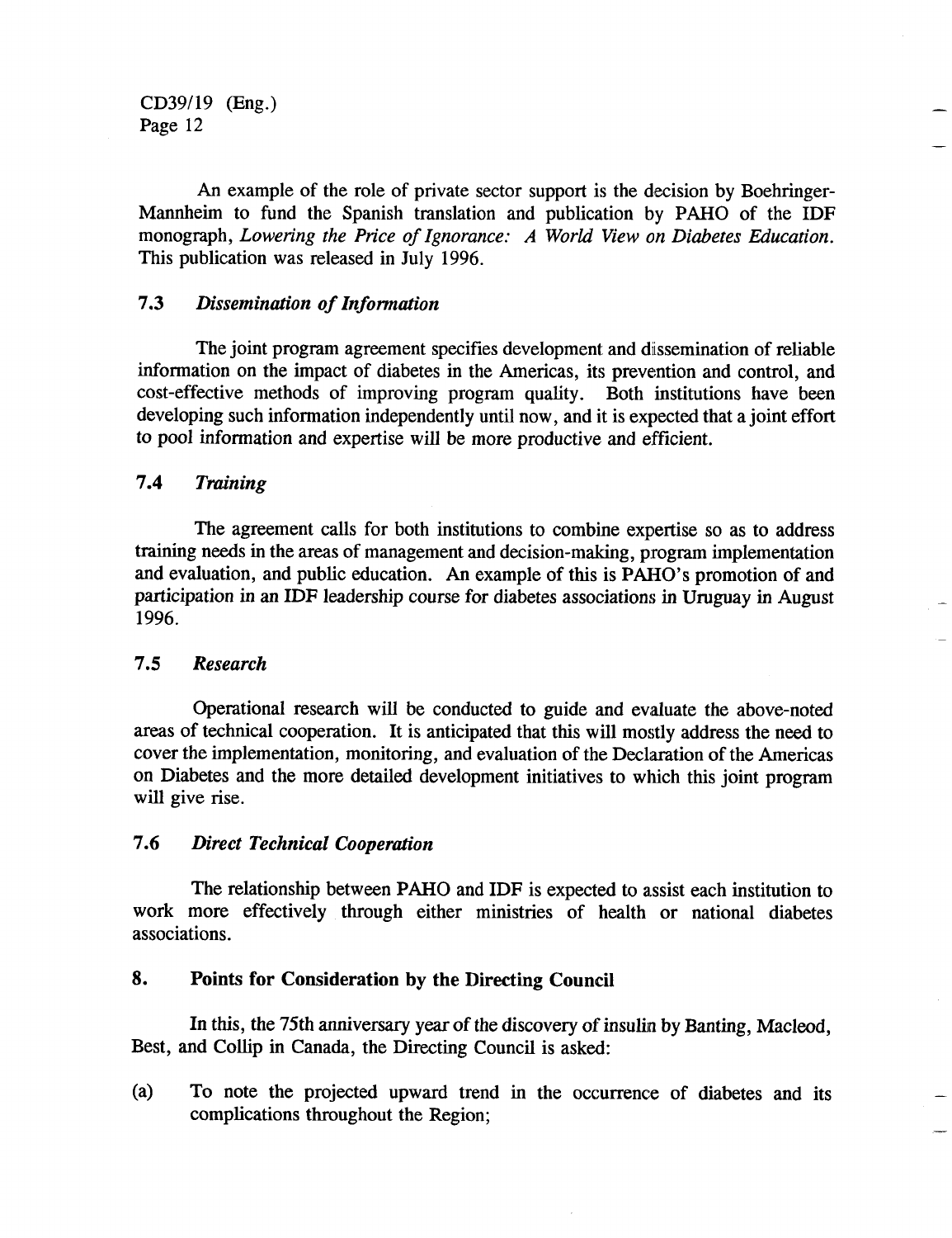An example of the role of private sector support is the decision by Boehringer-Mannheim to fund the Spanish translation and publication by PAHO of the IDF monograph, *Lowering the Price of Ignorance: A World View on Diabetes Education.* This publication was released in July 1996.

### 7.3 *Dissemination of Information*

The joint program agreement specifies development and dissemination of reliable information on the impact of diabetes in the Americas, its prevention and control, and cost-effective methods of improving program quality. Both institutions have been developing such information independently until now, and it is expected that a joint effort to pool information and expertise will be more productive and efficient.

### 7.4 *Training*

The agreement calls for both institutions to combine expertise so as to address training needs in the areas of management and decision-making, program implementation and evaluation, and public education. An example of this is PAHO's promotion of and participation in an IDF leadership course for diabetes associations in Uruguay in August 1996.

### 7.5 *Research*

Operational research will be conducted to guide and evaluate the above-noted areas of technical cooperation. It is anticipated that this will mostly address the need to cover the implementation, monitoring, and evaluation of the Declaration of the Americas on Diabetes and the more detailed development initiatives to which this joint program will give rise.

### 7.6 *Direct Technical Cooperation*

The relationship between PAHO and IDF is expected to assist each institution to work more effectively through either ministries of health or national diabetes associations.

## 8. Points for Consideration by the Directing Council

In this, the 75th anniversary year of the discovery of insulin by Banting, Macleod, Best, and Collip in Canada, the Directing Council is asked:

(a) To note the projected upward trend in the occurrence of diabetes and its complications throughout the Region;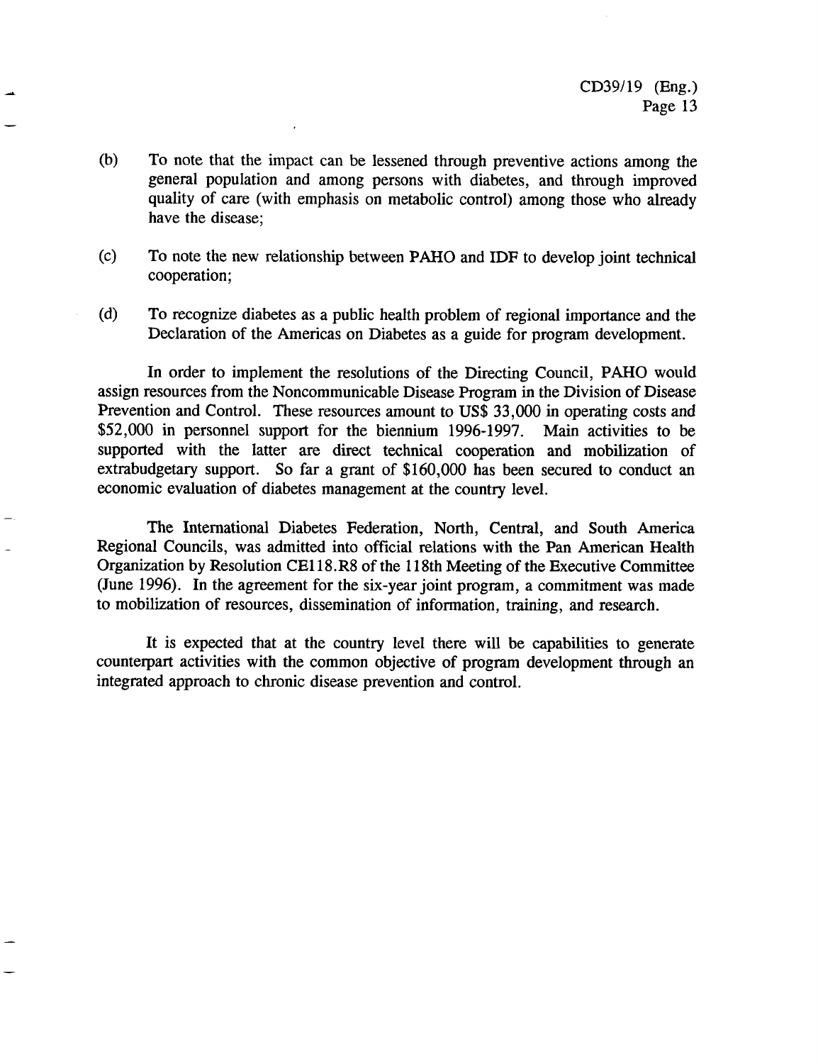(b) To note that the impact can be lessened through preventive actions among the general population and among persons with diabetes, and through improved quality of care (with emphasis on metabolic control) among those who already have the disease;

(c) To note the new relationship between PAHO and IDF to develop joint technical cooperation;

(d) To recognize diabetes as a public health problem of regional importance and the Declaration of the Americas on Diabetes as a guide for program development.

In order to implement the resolutions of the Directing Council, PAHO would assign resources from the Noncommunicable Disease Program in the Division of Disease Prevention and Control. These resources amount to US$ 33,000 in operating costs and $52,000 in personnel support for the biennium 1996-1997. Main activities to be supported with the latter are direct technical cooperation and mobilization of extrabudgetary support. So far a grant of $160,000 has been secured to conduct an economic evaluation of diabetes management at the country level.

The International Diabetes Federation, North, Central, and South America Regional Councils, was admitted into official relations with the Pan American Health Organization by Resolution CE118.R8 of the 118th Meeting of the Executive Committee (June 1996). In the agreement for the six-year joint program, a commitment was made to mobilization of resources, dissemination of information, training, and research.

It is expected that at the country level there will be capabilities to generate counterpart activities with the common objective of program development through an integrated approach to chronic disease prevention and control.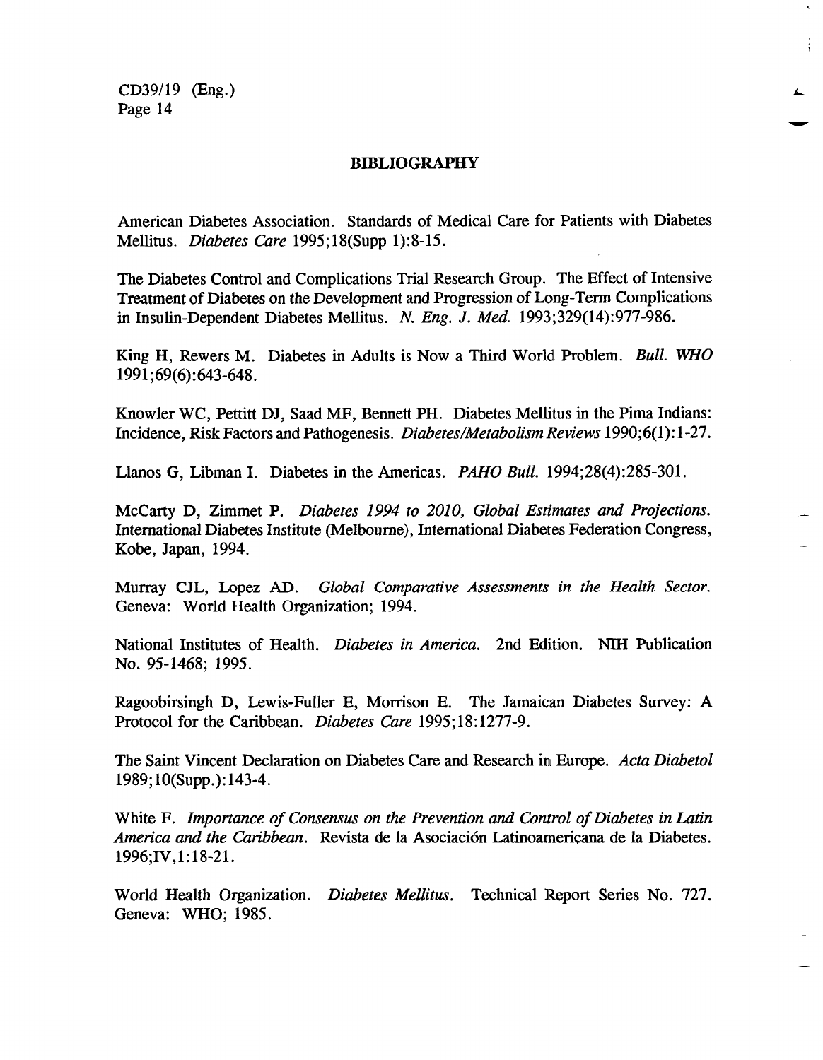## BIBLIOGRAPHY

American Diabetes Association. Standards of Medical Care for Patients with Diabetes Mellitus. *Diabetes Care* 1995;18(Supp 1):8-15.

The Diabetes Control and Complications Trial Research Group. The Effect of Intensive Treatment of Diabetes on the Development and Progression of Long-Term Complications in Insulin-Dependent Diabetes Mellitus. *N. Eng. J. Med.* 1993;329(14):977-986.

King H, Rewers M. Diabetes in Adults is Now a Third World Problem. *Bull. WHO* 1991;69(6):643-648.

Knowler WC, Pettitt DJ, Saad MF, Bennett PH. Diabetes Mellitus in the Pima Indians: Incidence, Risk Factors and Pathogenesis. *Diabetes/Metabolism Reviews* 1990;6(1):1-27.

Llanos G, Libman I. Diabetes in the Americas. *PAHO Bull.* 1994;28(4):285-301.

McCarty D, Zimmet P. *Diabetes 1994 to 2010, Global Estimates and Projections.* International Diabetes Institute (Melbourne), International Diabetes Federation Congress, Kobe, Japan, 1994.

Murray CJL, Lopez AD. *Global Comparative Assessments in the Health Sector.* Geneva: World Health Organization; 1994.

National Institutes of Health. *Diabetes in America.* 2nd Edition. NIH Publication No. 95-1468; 1995.

Ragoobirsingh D, Lewis-Fuller E, Morrison E. The Jamaican Diabetes Survey: A Protocol for the Caribbean. *Diabetes Care* 1995;18:1277-9.

The Saint Vincent Declaration on Diabetes Care and Research in Europe. *Acta Diabetol* 1989;10(Supp.):143-4.

White F. *Importance of Consensus on the Prevention and Control of Diabetes in Latin America and the Caribbean.* Revista de la Asociación Latinoamericana de la Diabetes. 1996;IV,1:18-21.

World Health Organization. *Diabetes Mellitus.* Technical Report Series No. 727. Geneva: WHO; 1985.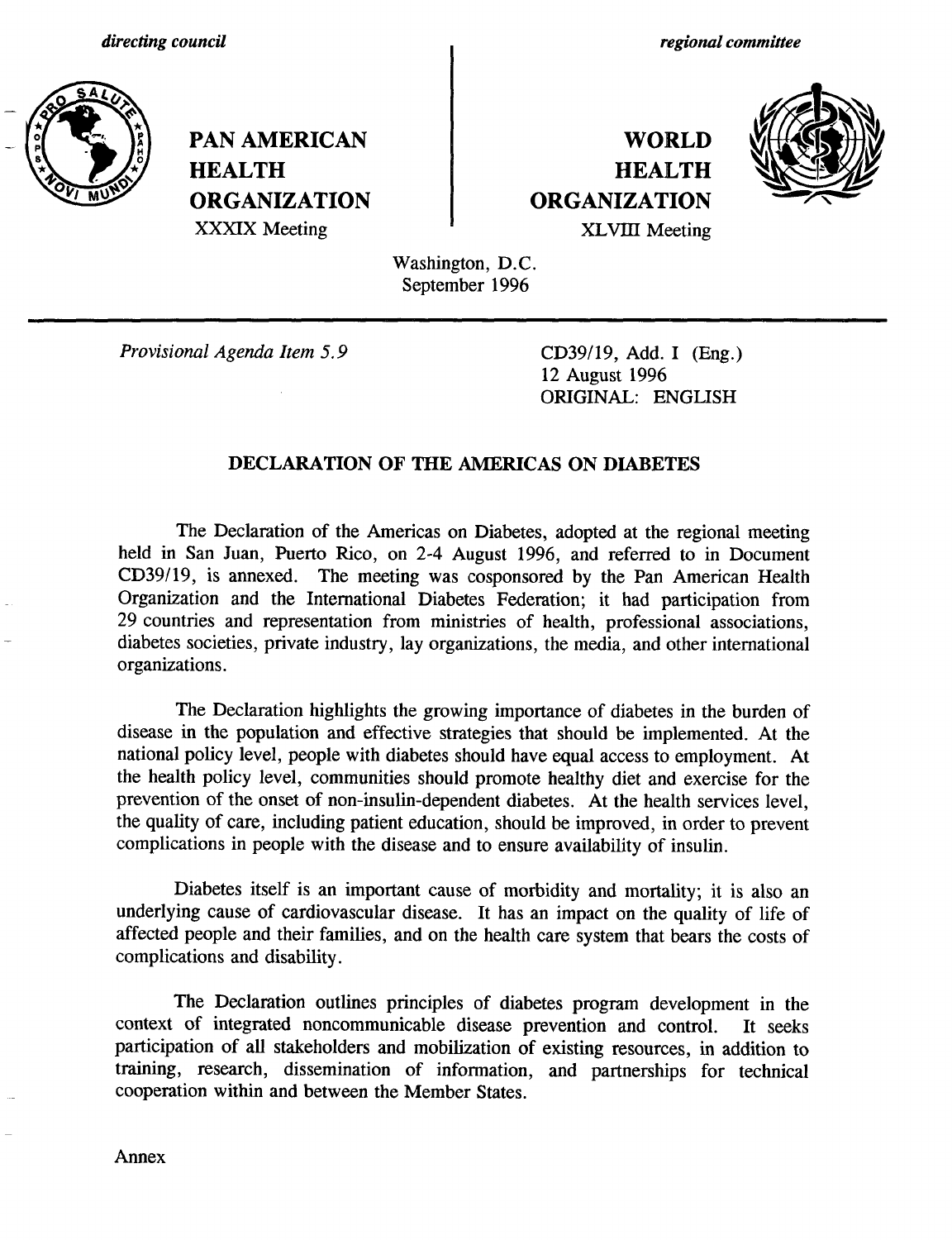*directing council*

*regional committee*

**PAN AMERICAN HEALTH ORGANIZATION**
XXXIX Meeting

**WORLD HEALTH ORGANIZATION**
XLVIII Meeting

Washington, D.C.
September 1996

*Provisional Agenda Item 5.9*

CD39/19, Add. I (Eng.)
12 August 1996
ORIGINAL: ENGLISH

## DECLARATION OF THE AMERICAS ON DIABETES

The Declaration of the Americas on Diabetes, adopted at the regional meeting held in San Juan, Puerto Rico, on 2-4 August 1996, and referred to in Document CD39/19, is annexed. The meeting was cosponsored by the Pan American Health Organization and the International Diabetes Federation; it had participation from 29 countries and representation from ministries of health, professional associations, diabetes societies, private industry, lay organizations, the media, and other international organizations.

The Declaration highlights the growing importance of diabetes in the burden of disease in the population and effective strategies that should be implemented. At the national policy level, people with diabetes should have equal access to employment. At the health policy level, communities should promote healthy diet and exercise for the prevention of the onset of non-insulin-dependent diabetes. At the health services level, the quality of care, including patient education, should be improved, in order to prevent complications in people with the disease and to ensure availability of insulin.

Diabetes itself is an important cause of morbidity and mortality; it is also an underlying cause of cardiovascular disease. It has an impact on the quality of life of affected people and their families, and on the health care system that bears the costs of complications and disability.

The Declaration outlines principles of diabetes program development in the context of integrated noncommunicable disease prevention and control. It seeks participation of all stakeholders and mobilization of existing resources, in addition to training, research, dissemination of information, and partnerships for technical cooperation within and between the Member States.

Annex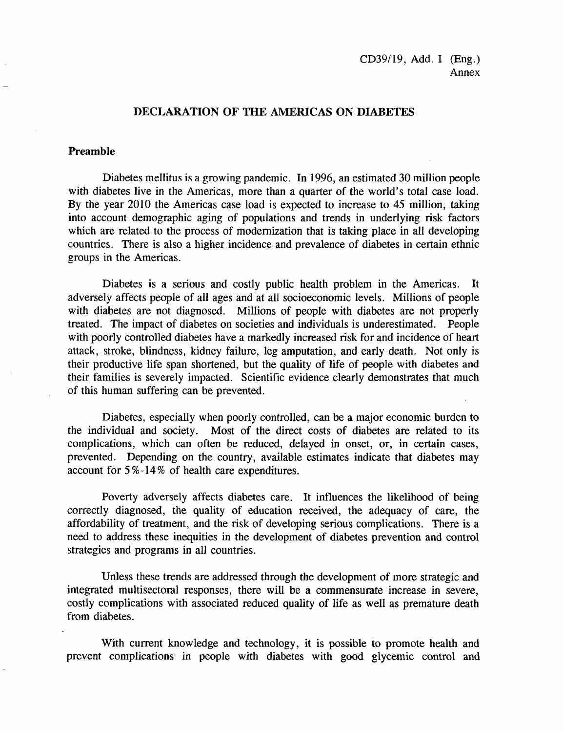CD39/19, Add. I (Eng.)
Annex

# DECLARATION OF THE AMERICAS ON DIABETES

## Preamble

Diabetes mellitus is a growing pandemic. In 1996, an estimated 30 million people with diabetes live in the Americas, more than a quarter of the world's total case load. By the year 2010 the Americas case load is expected to increase to 45 million, taking into account demographic aging of populations and trends in underlying risk factors which are related to the process of modernization that is taking place in all developing countries. There is also a higher incidence and prevalence of diabetes in certain ethnic groups in the Americas.

Diabetes is a serious and costly public health problem in the Americas. It adversely affects people of all ages and at all socioeconomic levels. Millions of people with diabetes are not diagnosed. Millions of people with diabetes are not properly treated. The impact of diabetes on societies and individuals is underestimated. People with poorly controlled diabetes have a markedly increased risk for and incidence of heart attack, stroke, blindness, kidney failure, leg amputation, and early death. Not only is their productive life span shortened, but the quality of life of people with diabetes and their families is severely impacted. Scientific evidence clearly demonstrates that much of this human suffering can be prevented.

Diabetes, especially when poorly controlled, can be a major economic burden to the individual and society. Most of the direct costs of diabetes are related to its complications, which can often be reduced, delayed in onset, or, in certain cases, prevented. Depending on the country, available estimates indicate that diabetes may account for 5%-14% of health care expenditures.

Poverty adversely affects diabetes care. It influences the likelihood of being correctly diagnosed, the quality of education received, the adequacy of care, the affordability of treatment, and the risk of developing serious complications. There is a need to address these inequities in the development of diabetes prevention and control strategies and programs in all countries.

Unless these trends are addressed through the development of more strategic and integrated multisectoral responses, there will be a commensurate increase in severe, costly complications with associated reduced quality of life as well as premature death from diabetes.

With current knowledge and technology, it is possible to promote health and prevent complications in people with diabetes with good glycemic control and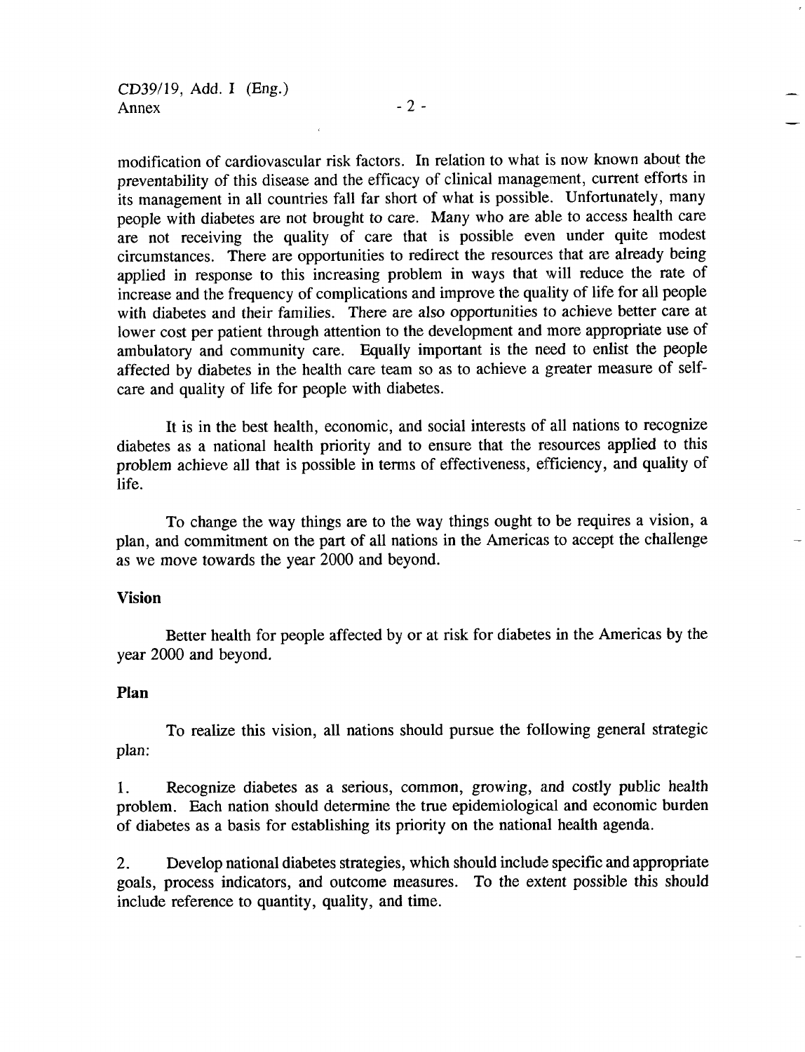modification of cardiovascular risk factors. In relation to what is now known about the preventability of this disease and the efficacy of clinical management, current efforts in its management in all countries fall far short of what is possible. Unfortunately, many people with diabetes are not brought to care. Many who are able to access health care are not receiving the quality of care that is possible even under quite modest circumstances. There are opportunities to redirect the resources that are already being applied in response to this increasing problem in ways that will reduce the rate of increase and the frequency of complications and improve the quality of life for all people with diabetes and their families. There are also opportunities to achieve better care at lower cost per patient through attention to the development and more appropriate use of ambulatory and community care. Equally important is the need to enlist the people affected by diabetes in the health care team so as to achieve a greater measure of self-care and quality of life for people with diabetes.

It is in the best health, economic, and social interests of all nations to recognize diabetes as a national health priority and to ensure that the resources applied to this problem achieve all that is possible in terms of effectiveness, efficiency, and quality of life.

To change the way things are to the way things ought to be requires a vision, a plan, and commitment on the part of all nations in the Americas to accept the challenge as we move towards the year 2000 and beyond.

**Vision**

Better health for people affected by or at risk for diabetes in the Americas by the year 2000 and beyond.

**Plan**

To realize this vision, all nations should pursue the following general strategic plan:

1. Recognize diabetes as a serious, common, growing, and costly public health problem. Each nation should determine the true epidemiological and economic burden of diabetes as a basis for establishing its priority on the national health agenda.

2. Develop national diabetes strategies, which should include specific and appropriate goals, process indicators, and outcome measures. To the extent possible this should include reference to quantity, quality, and time.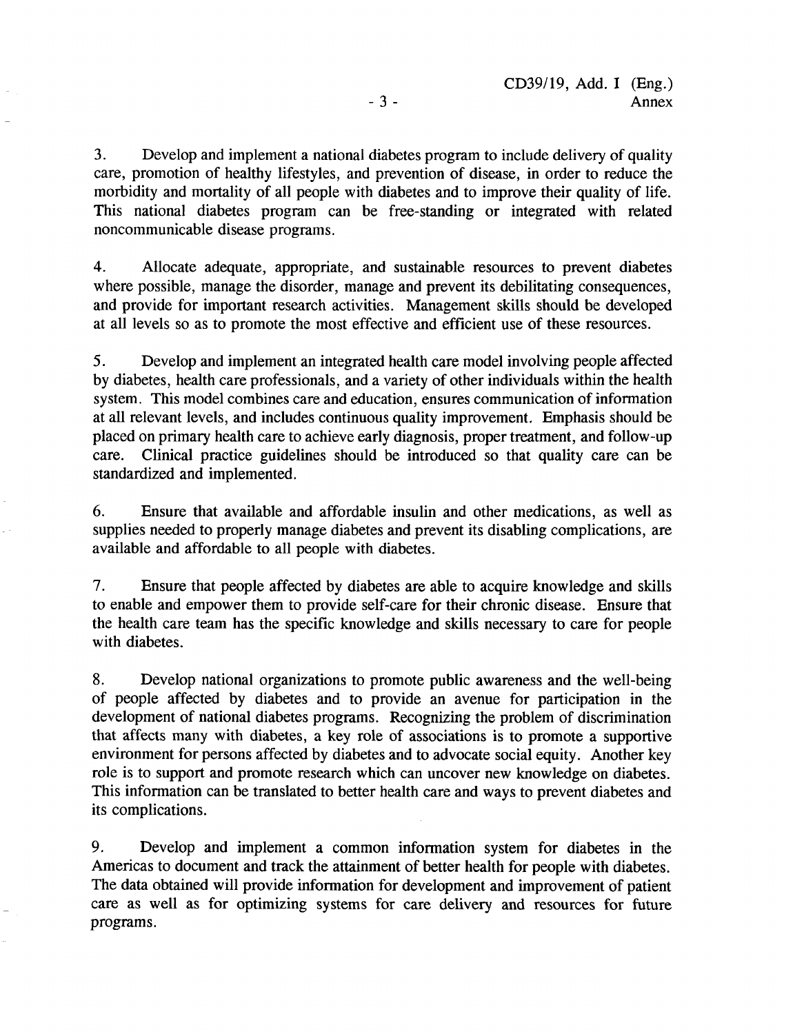3. Develop and implement a national diabetes program to include delivery of quality care, promotion of healthy lifestyles, and prevention of disease, in order to reduce the morbidity and mortality of all people with diabetes and to improve their quality of life. This national diabetes program can be free-standing or integrated with related noncommunicable disease programs.

4. Allocate adequate, appropriate, and sustainable resources to prevent diabetes where possible, manage the disorder, manage and prevent its debilitating consequences, and provide for important research activities. Management skills should be developed at all levels so as to promote the most effective and efficient use of these resources.

5. Develop and implement an integrated health care model involving people affected by diabetes, health care professionals, and a variety of other individuals within the health system. This model combines care and education, ensures communication of information at all relevant levels, and includes continuous quality improvement. Emphasis should be placed on primary health care to achieve early diagnosis, proper treatment, and follow-up care. Clinical practice guidelines should be introduced so that quality care can be standardized and implemented.

6. Ensure that available and affordable insulin and other medications, as well as supplies needed to properly manage diabetes and prevent its disabling complications, are available and affordable to all people with diabetes.

7. Ensure that people affected by diabetes are able to acquire knowledge and skills to enable and empower them to provide self-care for their chronic disease. Ensure that the health care team has the specific knowledge and skills necessary to care for people with diabetes.

8. Develop national organizations to promote public awareness and the well-being of people affected by diabetes and to provide an avenue for participation in the development of national diabetes programs. Recognizing the problem of discrimination that affects many with diabetes, a key role of associations is to promote a supportive environment for persons affected by diabetes and to advocate social equity. Another key role is to support and promote research which can uncover new knowledge on diabetes. This information can be translated to better health care and ways to prevent diabetes and its complications.

9. Develop and implement a common information system for diabetes in the Americas to document and track the attainment of better health for people with diabetes. The data obtained will provide information for development and improvement of patient care as well as for optimizing systems for care delivery and resources for future programs.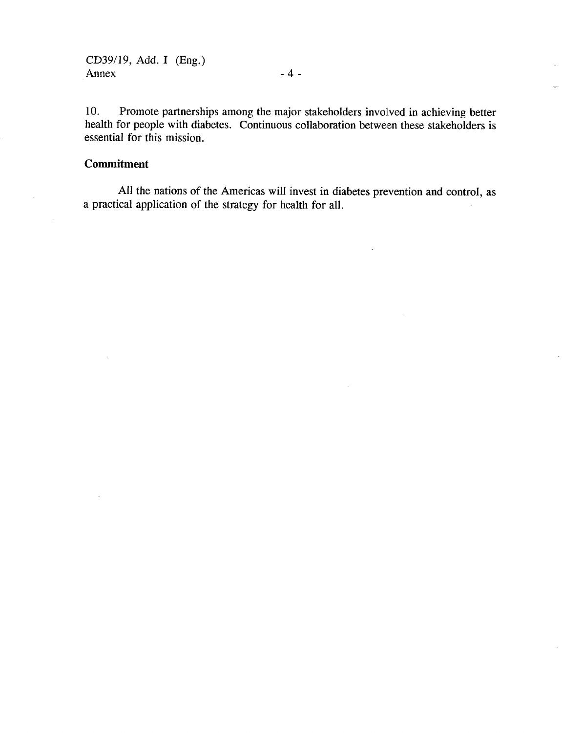10. Promote partnerships among the major stakeholders involved in achieving better health for people with diabetes. Continuous collaboration between these stakeholders is essential for this mission.

**Commitment**

All the nations of the Americas will invest in diabetes prevention and control, as a practical application of the strategy for health for all.